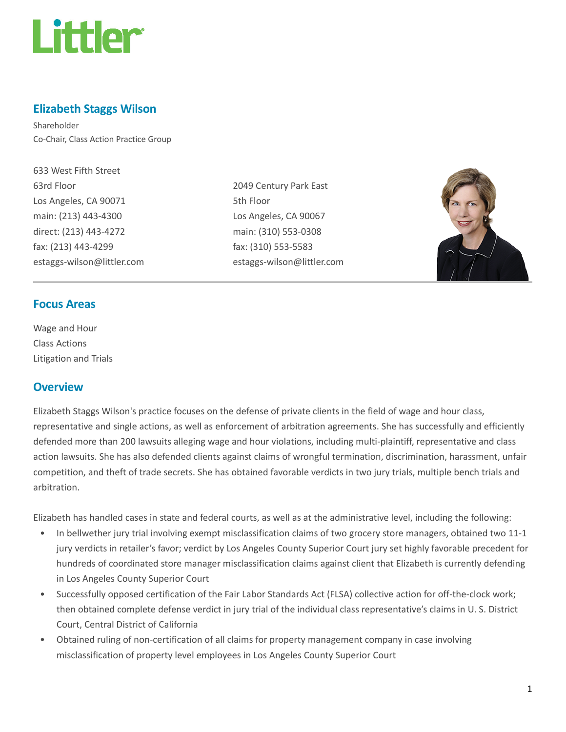Littler

## Elizabeth Staggs Wilson

Shareholder
Co-Chair, Class Action Practice Group

633 West Fifth Street
63rd Floor
Los Angeles, CA 90071
main: (213) 443-4300
direct: (213) 443-4272
fax: (213) 443-4299
estaggs-wilson@littler.com

2049 Century Park East
5th Floor
Los Angeles, CA 90067
main: (310) 553-0308
fax: (310) 553-5583
estaggs-wilson@littler.com

## Focus Areas

Wage and Hour
Class Actions
Litigation and Trials

## Overview

Elizabeth Staggs Wilson's practice focuses on the defense of private clients in the field of wage and hour class, representative and single actions, as well as enforcement of arbitration agreements. She has successfully and efficiently defended more than 200 lawsuits alleging wage and hour violations, including multi-plaintiff, representative and class action lawsuits. She has also defended clients against claims of wrongful termination, discrimination, harassment, unfair competition, and theft of trade secrets. She has obtained favorable verdicts in two jury trials, multiple bench trials and arbitration.

Elizabeth has handled cases in state and federal courts, as well as at the administrative level, including the following:

- In bellwether jury trial involving exempt misclassification claims of two grocery store managers, obtained two 11-1 jury verdicts in retailer's favor; verdict by Los Angeles County Superior Court jury set highly favorable precedent for hundreds of coordinated store manager misclassification claims against client that Elizabeth is currently defending in Los Angeles County Superior Court
- Successfully opposed certification of the Fair Labor Standards Act (FLSA) collective action for off-the-clock work; then obtained complete defense verdict in jury trial of the individual class representative's claims in U. S. District Court, Central District of California
- Obtained ruling of non-certification of all claims for property management company in case involving misclassification of property level employees in Los Angeles County Superior Court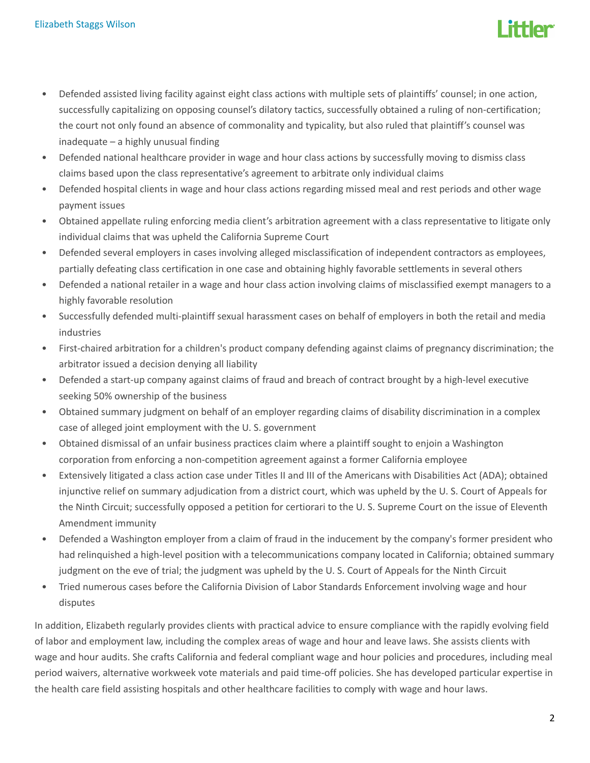- Defended assisted living facility against eight class actions with multiple sets of plaintiffs' counsel; in one action, successfully capitalizing on opposing counsel's dilatory tactics, successfully obtained a ruling of non-certification; the court not only found an absence of commonality and typicality, but also ruled that plaintiff's counsel was inadequate – a highly unusual finding
- Defended national healthcare provider in wage and hour class actions by successfully moving to dismiss class claims based upon the class representative's agreement to arbitrate only individual claims
- Defended hospital clients in wage and hour class actions regarding missed meal and rest periods and other wage payment issues
- Obtained appellate ruling enforcing media client's arbitration agreement with a class representative to litigate only individual claims that was upheld the California Supreme Court
- Defended several employers in cases involving alleged misclassification of independent contractors as employees, partially defeating class certification in one case and obtaining highly favorable settlements in several others
- Defended a national retailer in a wage and hour class action involving claims of misclassified exempt managers to a highly favorable resolution
- Successfully defended multi-plaintiff sexual harassment cases on behalf of employers in both the retail and media industries
- First-chaired arbitration for a children's product company defending against claims of pregnancy discrimination; the arbitrator issued a decision denying all liability
- Defended a start-up company against claims of fraud and breach of contract brought by a high-level executive seeking 50% ownership of the business
- Obtained summary judgment on behalf of an employer regarding claims of disability discrimination in a complex case of alleged joint employment with the U. S. government
- Obtained dismissal of an unfair business practices claim where a plaintiff sought to enjoin a Washington corporation from enforcing a non-competition agreement against a former California employee
- Extensively litigated a class action case under Titles II and III of the Americans with Disabilities Act (ADA); obtained injunctive relief on summary adjudication from a district court, which was upheld by the U. S. Court of Appeals for the Ninth Circuit; successfully opposed a petition for certiorari to the U. S. Supreme Court on the issue of Eleventh Amendment immunity
- Defended a Washington employer from a claim of fraud in the inducement by the company's former president who had relinquished a high-level position with a telecommunications company located in California; obtained summary judgment on the eve of trial; the judgment was upheld by the U. S. Court of Appeals for the Ninth Circuit
- Tried numerous cases before the California Division of Labor Standards Enforcement involving wage and hour disputes

In addition, Elizabeth regularly provides clients with practical advice to ensure compliance with the rapidly evolving field of labor and employment law, including the complex areas of wage and hour and leave laws. She assists clients with wage and hour audits. She crafts California and federal compliant wage and hour policies and procedures, including meal period waivers, alternative workweek vote materials and paid time-off policies. She has developed particular expertise in the health care field assisting hospitals and other healthcare facilities to comply with wage and hour laws.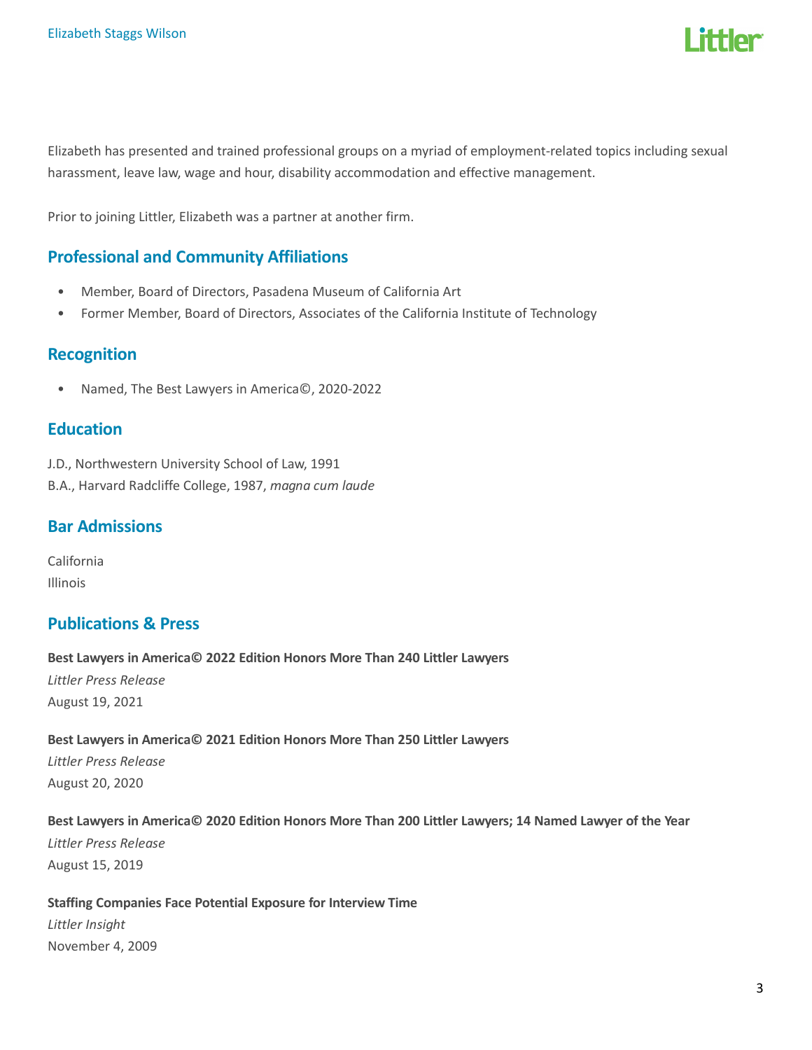Elizabeth has presented and trained professional groups on a myriad of employment-related topics including sexual harassment, leave law, wage and hour, disability accommodation and effective management.

Prior to joining Littler, Elizabeth was a partner at another firm.

## Professional and Community Affiliations

- Member, Board of Directors, Pasadena Museum of California Art
- Former Member, Board of Directors, Associates of the California Institute of Technology

## Recognition

- Named, The Best Lawyers in America©, 2020-2022

## Education

J.D., Northwestern University School of Law, 1991
B.A., Harvard Radcliffe College, 1987, *magna cum laude*

## Bar Admissions

California
Illinois

## Publications & Press

**Best Lawyers in America© 2022 Edition Honors More Than 240 Littler Lawyers**
*Littler Press Release*
August 19, 2021

**Best Lawyers in America© 2021 Edition Honors More Than 250 Littler Lawyers**
*Littler Press Release*
August 20, 2020

**Best Lawyers in America© 2020 Edition Honors More Than 200 Littler Lawyers; 14 Named Lawyer of the Year**
*Littler Press Release*
August 15, 2019

**Staffing Companies Face Potential Exposure for Interview Time**
*Littler Insight*
November 4, 2009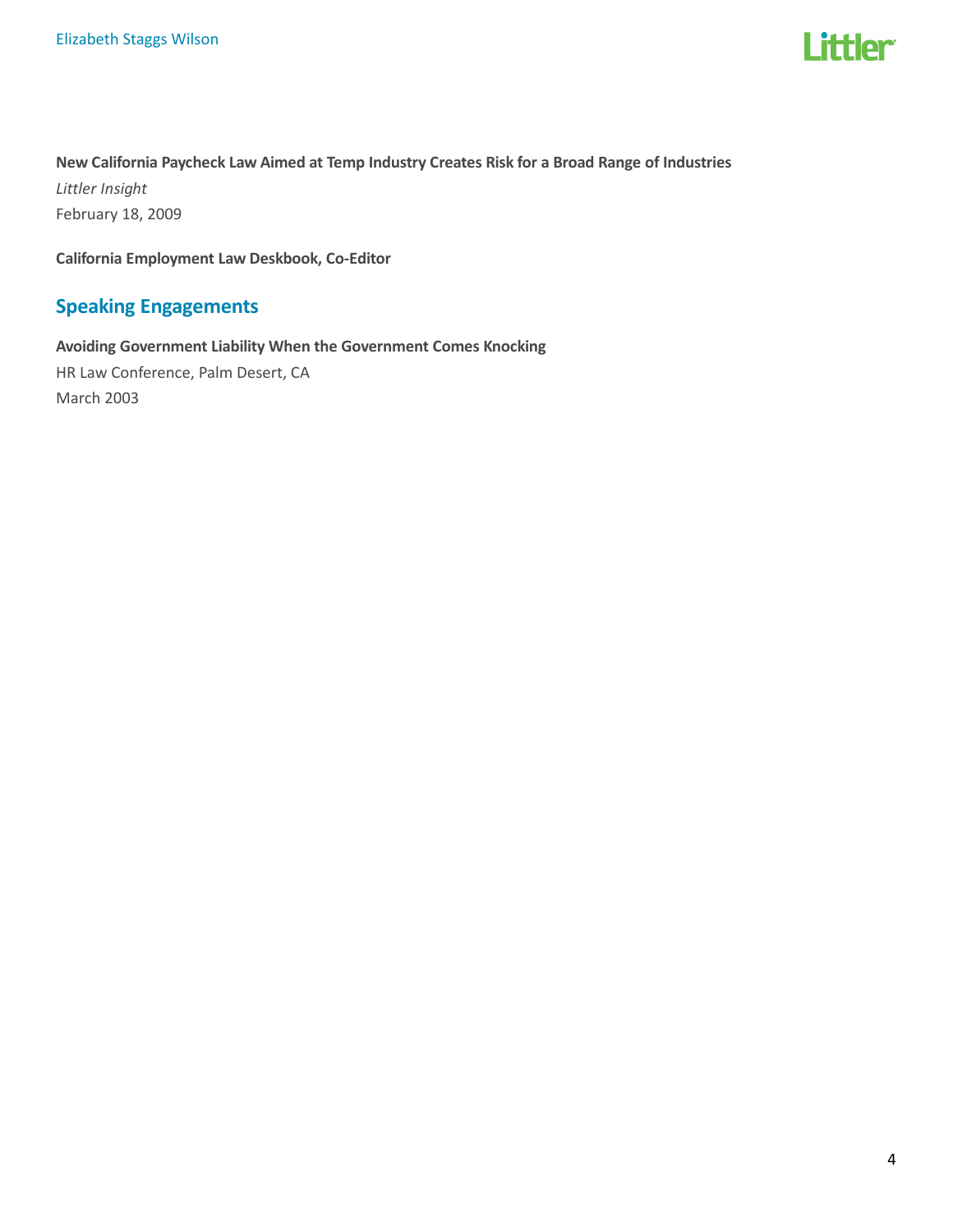**New California Paycheck Law Aimed at Temp Industry Creates Risk for a Broad Range of Industries**
*Littler Insight*
February 18, 2009

**California Employment Law Deskbook, Co-Editor**

## Speaking Engagements

**Avoiding Government Liability When the Government Comes Knocking**
HR Law Conference, Palm Desert, CA
March 2003